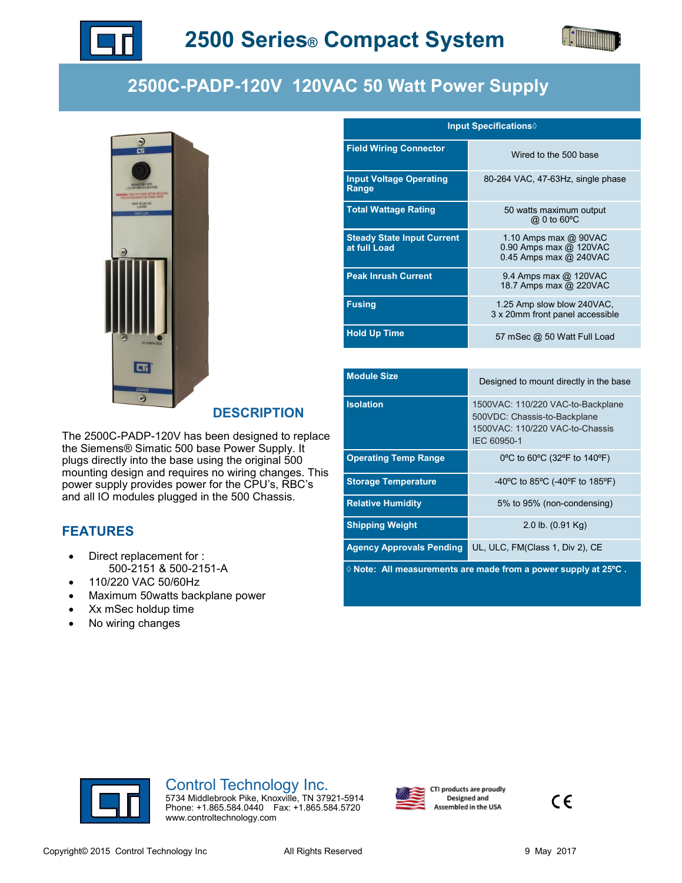# 2500 Series® Compact System

## 2500C-PADP-120V 120VAC 50 Watt Power Supply

## DESCRIPTION

The 2500C-PADP-120V has been designed to replace the Siemens® Simatic 500 base Power Supply. It plugs directly into the base using the original 500 mounting design and requires no wiring changes. This power supply provides power for the CPU's, RBC's and all IO modules plugged in the 500 Chassis.

## FEATURES

- Direct replacement for : 500-2151 & 500-2151-A
- 110/220 VAC 50/60Hz
- Maximum 50watts backplane power
- Xx mSec holdup time
- No wiring changes

| Input Specifications◊ | |
|---|---|
| Field Wiring Connector | Wired to the 500 base |
| Input Voltage Operating Range | 80-264 VAC, 47-63Hz, single phase |
| Total Wattage Rating | 50 watts maximum output @ 0 to 60ºC |
| Steady State Input Current at full Load | 1.10 Amps max @ 90VAC<br>0.90 Amps max @ 120VAC<br>0.45 Amps max @ 240VAC |
| Peak Inrush Current | 9.4 Amps max @ 120VAC<br>18.7 Amps max @ 220VAC |
| Fusing | 1.25 Amp slow blow 240VAC, 3 x 20mm front panel accessible |
| Hold Up Time | 57 mSec @ 50 Watt Full Load |

| | |
|---|---|
| Module Size | Designed to mount directly in the base |
| Isolation | 1500VAC: 110/220 VAC-to-Backplane<br>500VDC: Chassis-to-Backplane<br>1500VAC: 110/220 VAC-to-Chassis<br>IEC 60950-1 |
| Operating Temp Range | 0ºC to 60ºC (32ºF to 140ºF) |
| Storage Temperature | -40ºC to 85ºC (-40ºF to 185ºF) |
| Relative Humidity | 5% to 95% (non-condensing) |
| Shipping Weight | 2.0 lb. (0.91 Kg) |
| Agency Approvals Pending | UL, ULC, FM(Class 1, Div 2), CE |

◊ Note: All measurements are made from a power supply at 25ºC .

Control Technology Inc.
5734 Middlebrook Pike, Knoxville, TN 37921-5914
Phone: +1.865.584.0440 Fax: +1.865.584.5720
www.controltechnology.com

CTI products are proudly Designed and Assembled in the USA

Copyright© 2015 Control Technology Inc All Rights Reserved 9 May 2017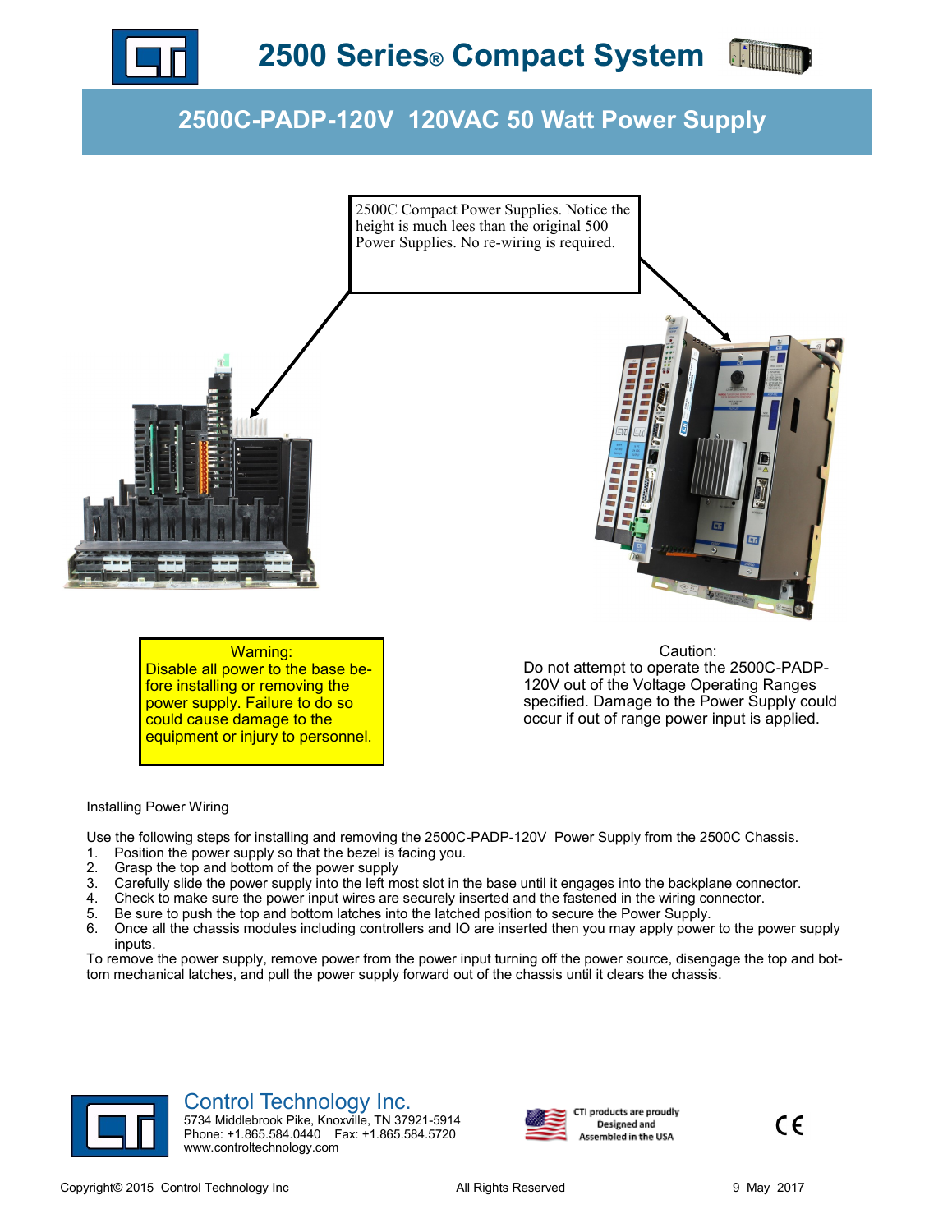# 2500 Series® Compact System

## 2500C-PADP-120V 120VAC 50 Watt Power Supply

2500C Compact Power Supplies. Notice the height is much lees than the original 500 Power Supplies. No re-wiring is required.

Warning:
Disable all power to the base before installing or removing the power supply. Failure to do so could cause damage to the equipment or injury to personnel.

Caution:
Do not attempt to operate the 2500C-PADP-120V out of the Voltage Operating Ranges specified. Damage to the Power Supply could occur if out of range power input is applied.

Installing Power Wiring

Use the following steps for installing and removing the 2500C-PADP-120V Power Supply from the 2500C Chassis.

1. Position the power supply so that the bezel is facing you.
2. Grasp the top and bottom of the power supply
3. Carefully slide the power supply into the left most slot in the base until it engages into the backplane connector.
4. Check to make sure the power input wires are securely inserted and the fastened in the wiring connector.
5. Be sure to push the top and bottom latches into the latched position to secure the Power Supply.
6. Once all the chassis modules including controllers and IO are inserted then you may apply power to the power supply inputs.

To remove the power supply, remove power from the power input turning off the power source, disengage the top and bottom mechanical latches, and pull the power supply forward out of the chassis until it clears the chassis.

Control Technology Inc.
5734 Middlebrook Pike, Knoxville, TN 37921-5914
Phone: +1.865.584.0440 Fax: +1.865.584.5720
www.controltechnology.com

CTI products are proudly Designed and Assembled in the USA

Copyright© 2015 Control Technology Inc All Rights Reserved 9 May 2017